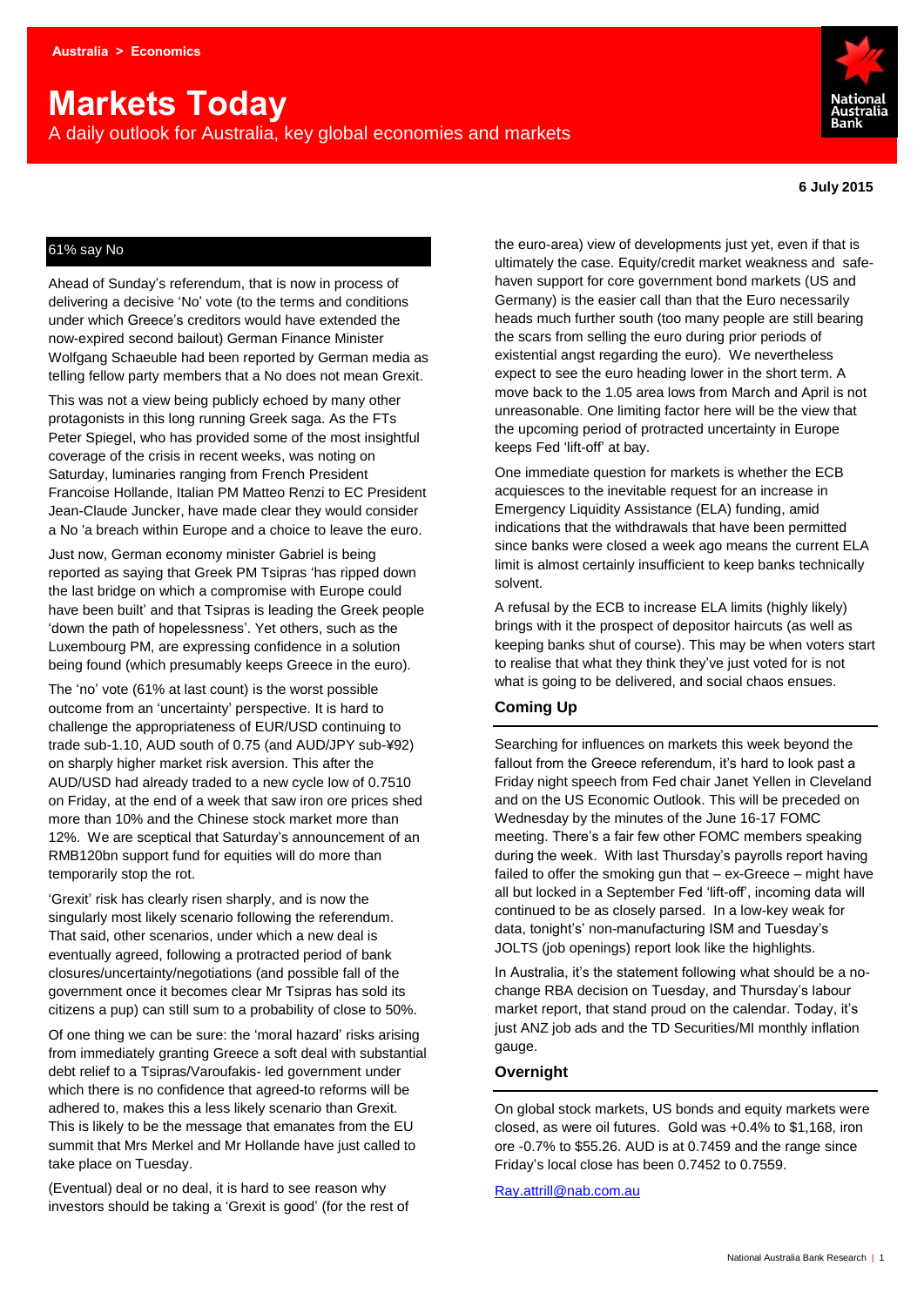Australia > Economics

# Markets Today

A daily outlook for Australia, key global economies and markets

**6 July 2015**

## 61% say No

Ahead of Sunday's referendum, that is now in process of delivering a decisive 'No' vote (to the terms and conditions under which Greece's creditors would have extended the now-expired second bailout) German Finance Minister Wolfgang Schaeuble had been reported by German media as telling fellow party members that a No does not mean Grexit.

This was not a view being publicly echoed by many other protagonists in this long running Greek saga. As the FTs Peter Spiegel, who has provided some of the most insightful coverage of the crisis in recent weeks, was noting on Saturday, luminaries ranging from French President Francoise Hollande, Italian PM Matteo Renzi to EC President Jean-Claude Juncker, have made clear they would consider a No 'a breach within Europe and a choice to leave the euro.

Just now, German economy minister Gabriel is being reported as saying that Greek PM Tsipras 'has ripped down the last bridge on which a compromise with Europe could have been built' and that Tsipras is leading the Greek people 'down the path of hopelessness'. Yet others, such as the Luxembourg PM, are expressing confidence in a solution being found (which presumably keeps Greece in the euro).

The 'no' vote (61% at last count) is the worst possible outcome from an 'uncertainty' perspective. It is hard to challenge the appropriateness of EUR/USD continuing to trade sub-1.10, AUD south of 0.75 (and AUD/JPY sub-¥92) on sharply higher market risk aversion. This after the AUD/USD had already traded to a new cycle low of 0.7510 on Friday, at the end of a week that saw iron ore prices shed more than 10% and the Chinese stock market more than 12%. We are sceptical that Saturday's announcement of an RMB120bn support fund for equities will do more than temporarily stop the rot.

'Grexit' risk has clearly risen sharply, and is now the singularly most likely scenario following the referendum. That said, other scenarios, under which a new deal is eventually agreed, following a protracted period of bank closures/uncertainty/negotiations (and possible fall of the government once it becomes clear Mr Tsipras has sold its citizens a pup) can still sum to a probability of close to 50%.

Of one thing we can be sure: the 'moral hazard' risks arising from immediately granting Greece a soft deal with substantial debt relief to a Tsipras/Varoufakis- led government under which there is no confidence that agreed-to reforms will be adhered to, makes this a less likely scenario than Grexit. This is likely to be the message that emanates from the EU summit that Mrs Merkel and Mr Hollande have just called to take place on Tuesday.

(Eventual) deal or no deal, it is hard to see reason why investors should be taking a 'Grexit is good' (for the rest of the euro-area) view of developments just yet, even if that is ultimately the case. Equity/credit market weakness and safe-haven support for core government bond markets (US and Germany) is the easier call than that the Euro necessarily heads much further south (too many people are still bearing the scars from selling the euro during prior periods of existential angst regarding the euro). We nevertheless expect to see the euro heading lower in the short term. A move back to the 1.05 area lows from March and April is not unreasonable. One limiting factor here will be the view that the upcoming period of protracted uncertainty in Europe keeps Fed 'lift-off' at bay.

One immediate question for markets is whether the ECB acquiesces to the inevitable request for an increase in Emergency Liquidity Assistance (ELA) funding, amid indications that the withdrawals that have been permitted since banks were closed a week ago means the current ELA limit is almost certainly insufficient to keep banks technically solvent.

A refusal by the ECB to increase ELA limits (highly likely) brings with it the prospect of depositor haircuts (as well as keeping banks shut of course). This may be when voters start to realise that what they think they've just voted for is not what is going to be delivered, and social chaos ensues.

### Coming Up

Searching for influences on markets this week beyond the fallout from the Greece referendum, it's hard to look past a Friday night speech from Fed chair Janet Yellen in Cleveland and on the US Economic Outlook. This will be preceded on Wednesday by the minutes of the June 16-17 FOMC meeting. There's a fair few other FOMC members speaking during the week. With last Thursday's payrolls report having failed to offer the smoking gun that – ex-Greece – might have all but locked in a September Fed 'lift-off', incoming data will continued to be as closely parsed. In a low-key weak for data, tonight's' non-manufacturing ISM and Tuesday's JOLTS (job openings) report look like the highlights.

In Australia, it's the statement following what should be a no-change RBA decision on Tuesday, and Thursday's labour market report, that stand proud on the calendar. Today, it's just ANZ job ads and the TD Securities/MI monthly inflation gauge.

### Overnight

On global stock markets, US bonds and equity markets were closed, as were oil futures. Gold was +0.4% to $1,168, iron ore -0.7% to $55.26. AUD is at 0.7459 and the range since Friday's local close has been 0.7452 to 0.7559.

Ray.attrill@nab.com.au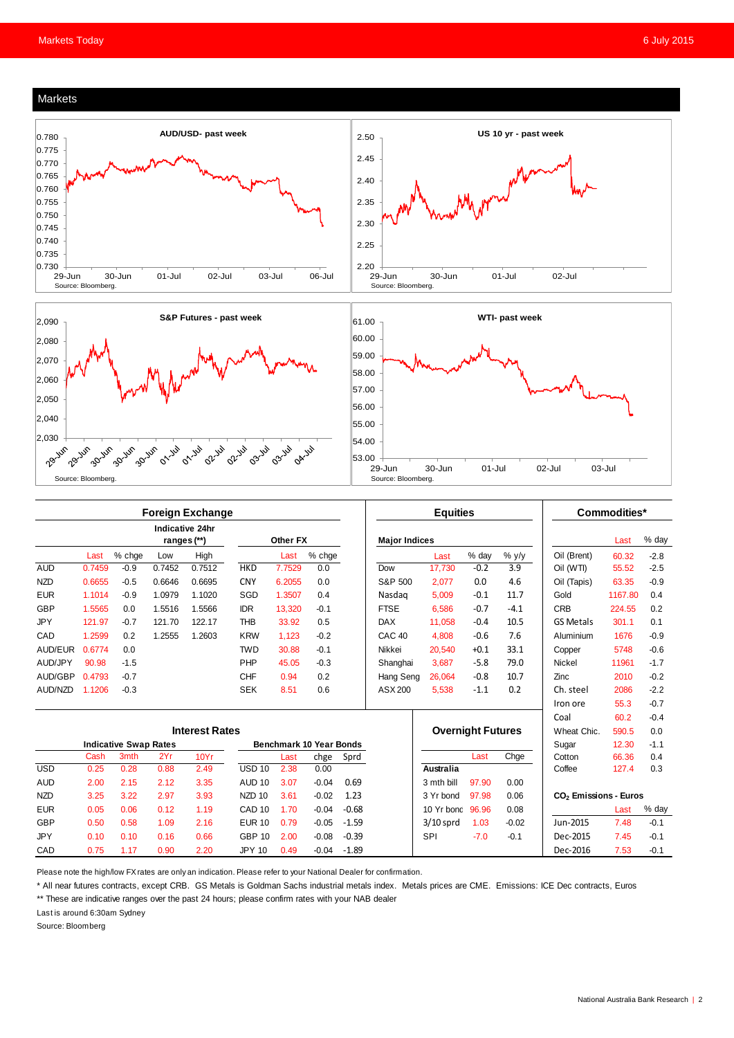## Markets

**AUD/USD- past week**

Source: Bloomberg.

**US 10 yr - past week**

Source: Bloomberg.

**S&P Futures - past week**

Source: Bloomberg.

**WTI- past week**

Source: Bloomberg.

### Foreign Exchange

| | Last | % chge | Indicative 24hr ranges (**) Low | High | Other FX | Last | % chge |
|---|---|---|---|---|---|---|---|
| AUD | 0.7459 | -0.9 | 0.7452 | 0.7512 | HKD | 7.7529 | 0.0 |
| NZD | 0.6655 | -0.5 | 0.6646 | 0.6695 | CNY | 6.2055 | 0.0 |
| EUR | 1.1014 | -0.9 | 1.0979 | 1.1020 | SGD | 1.3507 | 0.4 |
| GBP | 1.5565 | 0.0 | 1.5516 | 1.5566 | IDR | 13,320 | -0.1 |
| JPY | 121.97 | -0.7 | 121.70 | 122.17 | THB | 33.92 | 0.5 |
| CAD | 1.2599 | 0.2 | 1.2555 | 1.2603 | KRW | 1,123 | -0.2 |
| AUD/EUR | 0.6774 | 0.0 | | | TWD | 30.88 | -0.1 |
| AUD/JPY | 90.98 | -1.5 | | | PHP | 45.05 | -0.3 |
| AUD/GBP | 0.4793 | -0.7 | | | CHF | 0.94 | 0.2 |
| AUD/NZD | 1.1206 | -0.3 | | | SEK | 8.51 | 0.6 |

### Equities

| Major Indices | Last | % day | % y/y |
|---|---|---|---|
| Dow | 17,730 | -0.2 | 3.9 |
| S&P 500 | 2,077 | 0.0 | 4.6 |
| Nasdaq | 5,009 | -0.1 | 11.7 |
| FTSE | 6,586 | -0.7 | -4.1 |
| DAX | 11,058 | -0.4 | 10.5 |
| CAC 40 | 4,808 | -0.6 | 7.6 |
| Nikkei | 20,540 | +0.1 | 33.1 |
| Shanghai | 3,687 | -5.8 | 79.0 |
| Hang Seng | 26,064 | -0.8 | 10.7 |
| ASX 200 | 5,538 | -1.1 | 0.2 |

### Commodities*

| | Last | % day |
|---|---|---|
| Oil (Brent) | 60.32 | -2.8 |
| Oil (WTI) | 55.52 | -2.5 |
| Oil (Tapis) | 63.35 | -0.9 |
| Gold | 1167.80 | 0.4 |
| CRB | 224.55 | 0.2 |
| GS Metals | 301.1 | 0.1 |
| Aluminium | 1676 | -0.9 |
| Copper | 5748 | -0.6 |
| Nickel | 11961 | -1.7 |
| Zinc | 2010 | -0.2 |
| Ch. steel | 2086 | -2.2 |
| Iron ore | 55.3 | -0.7 |
| Coal | 60.2 | -0.4 |
| Wheat Chic. | 590.5 | 0.0 |
| Sugar | 12.30 | -1.1 |
| Cotton | 66.36 | 0.4 |
| Coffee | 127.4 | 0.3 |

### Interest Rates

| Indicative Swap Rates | Cash | 3mth | 2Yr | 10Yr | Benchmark 10 Year Bonds | Last | chge | Sprd |
|---|---|---|---|---|---|---|---|---|
| USD | 0.25 | 0.28 | 0.88 | 2.49 | USD 10 | 2.38 | 0.00 | |
| AUD | 2.00 | 2.15 | 2.12 | 3.35 | AUD 10 | 3.07 | -0.04 | 0.69 |
| NZD | 3.25 | 3.22 | 2.97 | 3.93 | NZD 10 | 3.61 | -0.02 | 1.23 |
| EUR | 0.05 | 0.06 | 0.12 | 1.19 | CAD 10 | 1.70 | -0.04 | -0.68 |
| GBP | 0.50 | 0.58 | 1.09 | 2.16 | EUR 10 | 0.79 | -0.05 | -1.59 |
| JPY | 0.10 | 0.10 | 0.16 | 0.66 | GBP 10 | 2.00 | -0.08 | -0.39 |
| CAD | 0.75 | 1.17 | 0.90 | 2.20 | JPY 10 | 0.49 | -0.04 | -1.89 |

### Overnight Futures

| | Last | Chge |
|---|---|---|
| **Australia** | | |
| 3 mth bill | 97.90 | 0.00 |
| 3 Yr bond | 97.98 | 0.06 |
| 10 Yr bond | 96.96 | 0.08 |
| 3/10 sprd | 1.03 | -0.02 |
| SPI | -7.0 | -0.1 |

### $CO_2$ Emissions - Euros

| | Last | % day |
|---|---|---|
| Jun-2015 | 7.48 | -0.1 |
| Dec-2015 | 7.45 | -0.1 |
| Dec-2016 | 7.53 | -0.1 |

Please note the high/low FX rates are only an indication. Please refer to your National Dealer for confirmation.

* All near futures contracts, except CRB. GS Metals is Goldman Sachs industrial metals index. Metals prices are CME. Emissions: ICE Dec contracts, Euros

** These are indicative ranges over the past 24 hours; please confirm rates with your NAB dealer

Last is around 6:30am Sydney

Source: Bloomberg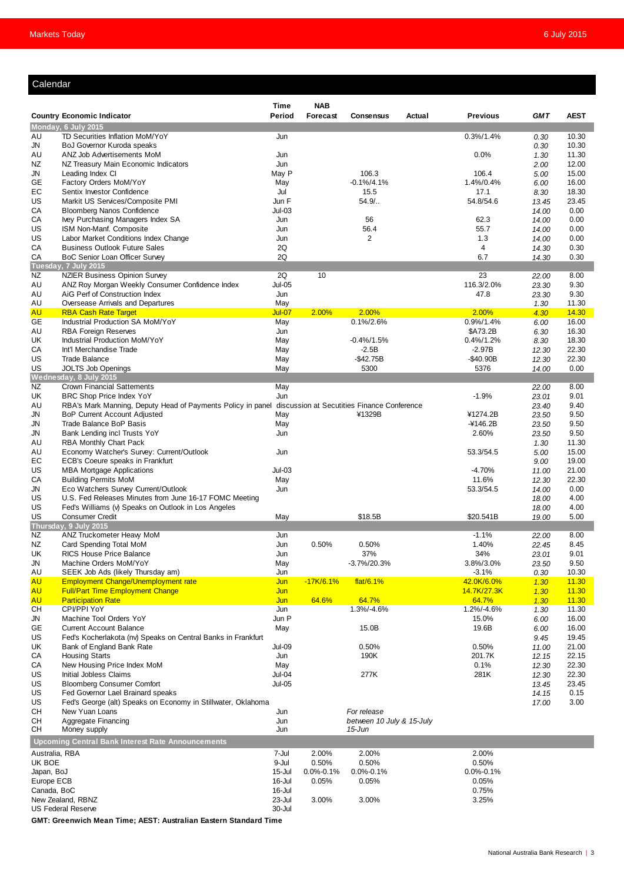## Calendar

| Country | Economic Indicator | Time Period | NAB Forecast | Consensus | Actual | Previous | GMT | AEST |
|---|---|---|---|---|---|---|---|---|
| **Monday, 6 July 2015** | | | | | | | | |
| AU | TD Securities Inflation MoM/YoY | Jun | | | | 0.3%/1.4% | 0.30 | 10.30 |
| JN | BoJ Governor Kuroda speaks | | | | | | 0.30 | 10.30 |
| AU | ANZ Job Advertisements MoM | Jun | | | | 0.0% | 1.30 | 11.30 |
| NZ | NZ Treasury Main Economic Indicators | Jun | | | | | 2.00 | 12.00 |
| JN | Leading Index CI | May P | | 106.3 | | 106.4 | 5.00 | 15.00 |
| GE | Factory Orders MoM/YoY | May | | -0.1%/4.1% | | 1.4%/0.4% | 6.00 | 16.00 |
| EC | Sentix Investor Confidence | Jul | | 15.5 | | 17.1 | 8.30 | 18.30 |
| US | Markit US Services/Composite PMI | Jun F | | 54.9/.. | | 54.8/54.6 | 13.45 | 23.45 |
| CA | Bloomberg Nanos Confidence | Jul-03 | | | | | 14.00 | 0.00 |
| CA | Ivey Purchasing Managers Index SA | Jun | | 56 | | 62.3 | 14.00 | 0.00 |
| US | ISM Non-Manf. Composite | Jun | | 56.4 | | 55.7 | 14.00 | 0.00 |
| US | Labor Market Conditions Index Change | Jun | | 2 | | 1.3 | 14.00 | 0.00 |
| CA | Business Outlook Future Sales | 2Q | | | | 4 | 14.30 | 0.30 |
| CA | BoC Senior Loan Officer Survey | 2Q | | | | 6.7 | 14.30 | 0.30 |
| **Tuesday, 7 July 2015** | | | | | | | | |
| NZ | NZIER Business Opinion Survey | 2Q | 10 | | | 23 | 22.00 | 8.00 |
| AU | ANZ Roy Morgan Weekly Consumer Confidence Index | Jul-05 | | | | 116.3/2.0% | 23.30 | 9.30 |
| AU | AiG Perf of Construction Index | Jun | | | | 47.8 | 23.30 | 9.30 |
| AU | Oversease Arrivals and Departures | May | | | | | 1.30 | 11.30 |
| AU | RBA Cash Rate Target | Jul-07 | 2.00% | 2.00% | | 2.00% | 4.30 | 14.30 |
| GE | Industrial Production SA MoM/YoY | May | | 0.1%/2.6% | | 0.9%/1.4% | 6.00 | 16.00 |
| AU | RBA Foreign Reserves | Jun | | | | $A73.2B | 6.30 | 16.30 |
| UK | Industrial Production MoM/YoY | May | | -0.4%/1.5% | | 0.4%/1.2% | 8.30 | 18.30 |
| CA | Int'l Merchandise Trade | May | | -2.5B | | -2.97B | 12.30 | 22.30 |
| US | Trade Balance | May | | -$42.75B | | -$40.90B | 12.30 | 22.30 |
| US | JOLTS Job Openings | May | | 5300 | | 5376 | 14.00 | 0.00 |
| **Wednesday, 8 July 2015** | | | | | | | | |
| NZ | Crown Financial Sattements | May | | | | | 22.00 | 8.00 |
| UK | BRC Shop Price Index YoY | Jun | | | | -1.9% | 23.01 | 9.01 |
| AU | RBA's Mark Manning, Deputy Head of Payments Policy in panel discussion at Secutities Finance Conference | | | | | | 23.40 | 9.40 |
| JN | BoP Current Account Adjusted | May | | ¥1329B | | ¥1274.2B | 23.50 | 9.50 |
| JN | Trade Balance BoP Basis | May | | | | -¥146.2B | 23.50 | 9.50 |
| JN | Bank Lending incl Trusts YoY | Jun | | | | 2.60% | 23.50 | 9.50 |
| AU | RBA Monthly Chart Pack | | | | | | 1.30 | 11.30 |
| AU | Economy Watcher's Survey: Current/Outlook | Jun | | | | 53.3/54.5 | 5.00 | 15.00 |
| EC | ECB's Coeure speaks in Frankfurt | | | | | | 9.00 | 19.00 |
| US | MBA Mortgage Applications | Jul-03 | | | | -4.70% | 11.00 | 21.00 |
| CA | Building Permits MoM | May | | | | 11.6% | 12.30 | 22.30 |
| JN | Eco Watchers Survey Current/Outlook | Jun | | | | 53.3/54.5 | 14.00 | 0.00 |
| US | U.S. Fed Releases Minutes from June 16-17 FOMC Meeting | | | | | | 18.00 | 4.00 |
| US | Fed's Williams (v) Speaks on Outlook in Los Angeles | | | | | | 18.00 | 4.00 |
| US | Consumer Credit | May | | $18.5B | | $20.541B | 19.00 | 5.00 |
| **Thursday, 9 July 2015** | | | | | | | | |
| NZ | ANZ Truckometer Heavy MoM | Jun | | | | -1.1% | 22.00 | 8.00 |
| NZ | Card Spending Total MoM | Jun | 0.50% | 0.50% | | 1.40% | 22.45 | 8.45 |
| UK | RICS House Price Balance | Jun | | 37% | | 34% | 23.01 | 9.01 |
| JN | Machine Orders MoM/YoY | May | | -3.7%/20.3% | | 3.8%/3.0% | 23.50 | 9.50 |
| AU | SEEK Job Ads (likely Thursday am) | Jun | | | | -3.1% | 0.30 | 10.30 |
| AU | Employment Change/Unemployment rate | Jun | -17K/6.1% | flat/6.1% | | 42.0K/6.0% | 1.30 | 11.30 |
| AU | Full/Part Time Employment Change | Jun | | | | 14.7K/27.3K | 1.30 | 11.30 |
| AU | Participation Rate | Jun | 64.6% | 64.7% | | 64.7% | 1.30 | 11.30 |
| CH | CPI/PPI YoY | Jun | | 1.3%/-4.6% | | 1.2%/-4.6% | 1.30 | 11.30 |
| JN | Machine Tool Orders YoY | Jun P | | | | 15.0% | 6.00 | 16.00 |
| GE | Current Account Balance | May | | 15.0B | | 19.6B | 6.00 | 16.00 |
| US | Fed's Kocherlakota (nv) Speaks on Central Banks in Frankfurt | | | | | | 9.45 | 19.45 |
| UK | Bank of England Bank Rate | Jul-09 | 0.50% | 0.50% | | 0.50% | 11.00 | 21.00 |
| CA | Housing Starts | Jun | | 190K | | 201.7K | 12.15 | 22.15 |
| CA | New Housing Price Index MoM | May | | | | 0.1% | 12.30 | 22.30 |
| US | Initial Jobless Claims | Jul-04 | | 277K | | 281K | 12.30 | 22.30 |
| US | Bloomberg Consumer Comfort | Jul-05 | | | | | 13.45 | 23.45 |
| US | Fed Governor Lael Brainard speaks | | | | | | 14.15 | 0.15 |
| US | Fed's George (alt) Speaks on Economy in Stillwater, Oklahoma | | | | | | 17.00 | 3.00 |
| CH | New Yuan Loans | Jun | | *For release* | | | | |
| CH | Aggregate Financing | Jun | | *between 10 July & 15-July* | | | | |
| CH | Money supply | Jun | | *15-Jun* | | | | |
| **Upcoming Central Bank Interest Rate Announcements** | | | | | | | | |
| Australia, RBA | | 7-Jul | 2.00% | 2.00% | | 2.00% | | |
| UK BOE | | 9-Jul | 0.50% | 0.50% | | 0.50% | | |
| Japan, BoJ | | 15-Jul | 0.0%-0.1% | 0.0%-0.1% | | 0.0%-0.1% | | |
| Europe ECB | | 16-Jul | 0.05% | 0.05% | | 0.05% | | |
| Canada, BoC | | 16-Jul | | | | 0.75% | | |
| New Zealand, RBNZ | | 23-Jul | 3.00% | 3.00% | | 3.25% | | |
| US Federal Reserve | | 30-Jul | | | | | | |

**GMT: Greenwich Mean Time; AEST: Australian Eastern Standard Time**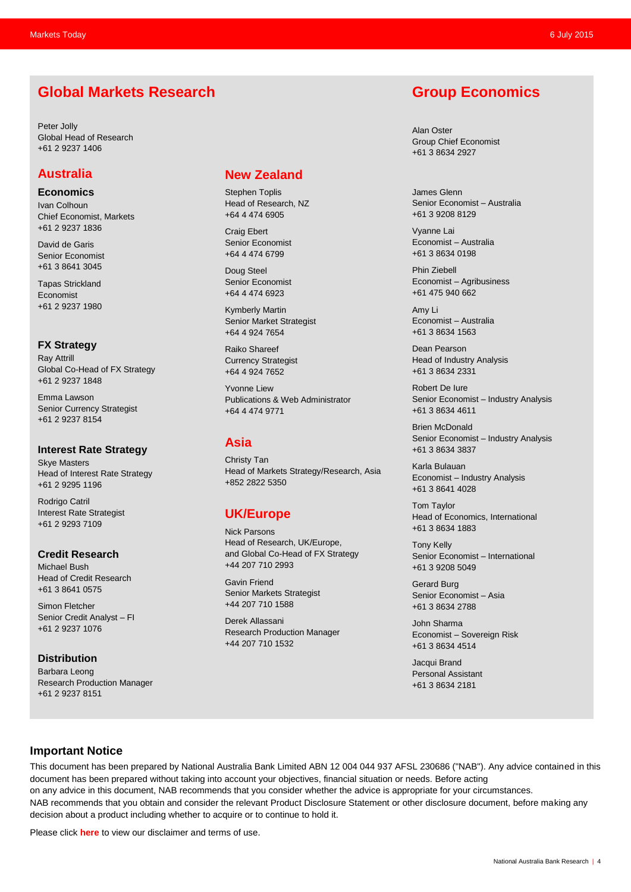## Global Markets Research

Peter Jolly
Global Head of Research
+61 2 9237 1406

### Australia

#### Economics

Ivan Colhoun
Chief Economist, Markets
+61 2 9237 1836

David de Garis
Senior Economist
+61 3 8641 3045

Tapas Strickland
Economist
+61 2 9237 1980

#### FX Strategy

Ray Attrill
Global Co-Head of FX Strategy
+61 2 9237 1848

Emma Lawson
Senior Currency Strategist
+61 2 9237 8154

#### Interest Rate Strategy

Skye Masters
Head of Interest Rate Strategy
+61 2 9295 1196

Rodrigo Catril
Interest Rate Strategist
+61 2 9293 7109

#### Credit Research

Michael Bush
Head of Credit Research
+61 3 8641 0575

Simon Fletcher
Senior Credit Analyst – FI
+61 2 9237 1076

#### Distribution

Barbara Leong
Research Production Manager
+61 2 9237 8151

### New Zealand

Stephen Toplis
Head of Research, NZ
+64 4 474 6905

Craig Ebert
Senior Economist
+64 4 474 6799

Doug Steel
Senior Economist
+64 4 474 6923

Kymberly Martin
Senior Market Strategist
+64 4 924 7654

Raiko Shareef
Currency Strategist
+64 4 924 7652

Yvonne Liew
Publications & Web Administrator
+64 4 474 9771

### Asia

Christy Tan
Head of Markets Strategy/Research, Asia
+852 2822 5350

### UK/Europe

Nick Parsons
Head of Research, UK/Europe,
and Global Co-Head of FX Strategy
+44 207 710 2993

Gavin Friend
Senior Markets Strategist
+44 207 710 1588

Derek Allassani
Research Production Manager
+44 207 710 1532

## Group Economics

Alan Oster
Group Chief Economist
+61 3 8634 2927

James Glenn
Senior Economist – Australia
+61 3 9208 8129

Vyanne Lai
Economist – Australia
+61 3 8634 0198

Phin Ziebell
Economist – Agribusiness
+61 475 940 662

Amy Li
Economist – Australia
+61 3 8634 1563

Dean Pearson
Head of Industry Analysis
+61 3 8634 2331

Robert De Iure
Senior Economist – Industry Analysis
+61 3 8634 4611

Brien McDonald
Senior Economist – Industry Analysis
+61 3 8634 3837

Karla Bulauan
Economist – Industry Analysis
+61 3 8641 4028

Tom Taylor
Head of Economics, International
+61 3 8634 1883

Tony Kelly
Senior Economist – International
+61 3 9208 5049

Gerard Burg
Senior Economist – Asia
+61 3 8634 2788

John Sharma
Economist – Sovereign Risk
+61 3 8634 4514

Jacqui Brand
Personal Assistant
+61 3 8634 2181

### Important Notice

This document has been prepared by National Australia Bank Limited ABN 12 004 044 937 AFSL 230686 ("NAB"). Any advice contained in this document has been prepared without taking into account your objectives, financial situation or needs. Before acting on any advice in this document, NAB recommends that you consider whether the advice is appropriate for your circumstances.
NAB recommends that you obtain and consider the relevant Product Disclosure Statement or other disclosure document, before making any decision about a product including whether to acquire or to continue to hold it.

Please click **here** to view our disclaimer and terms of use.